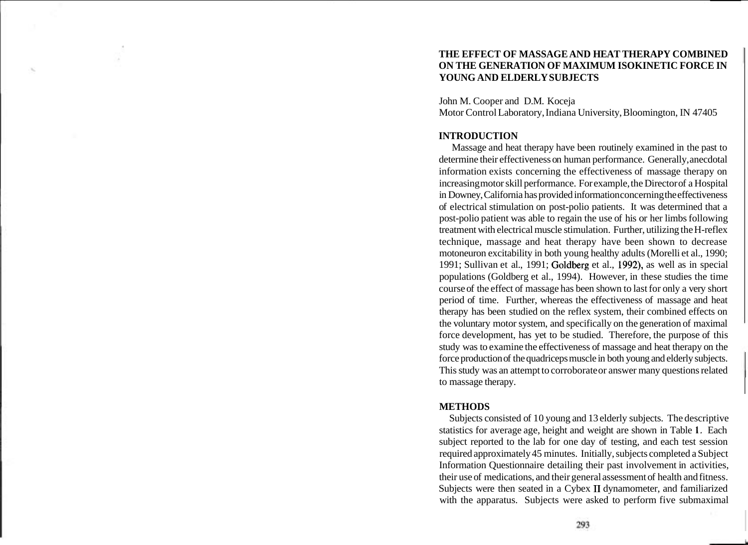# THE EFFECT OF MASSAGE AND HEAT THERAPY COMBINED ON THE GENERATION OF MAXIMUM ISOKINETIC FORCE IN YOUNG AND ELDERLY SUBJECTS

John M. Cooper and D.M. Koceja
Motor Control Laboratory, Indiana University, Bloomington, IN 47405

## INTRODUCTION

Massage and heat therapy have been routinely examined in the past to determine their effectiveness on human performance. Generally, anecdotal information exists concerning the effectiveness of massage therapy on increasing motor skill performance. For example, the Director of a Hospital in Downey, California has provided information concerning the effectiveness of electrical stimulation on post-polio patients. It was determined that a post-polio patient was able to regain the use of his or her limbs following treatment with electrical muscle stimulation. Further, utilizing the H-reflex technique, massage and heat therapy have been shown to decrease motoneuron excitability in both young healthy adults (Morelli et al., 1990; 1991; Sullivan et al., 1991; Goldberg et al., 1992), as well as in special populations (Goldberg et al., 1994). However, in these studies the time course of the effect of massage has been shown to last for only a very short period of time. Further, whereas the effectiveness of massage and heat therapy has been studied on the reflex system, their combined effects on the voluntary motor system, and specifically on the generation of maximal force development, has yet to be studied. Therefore, the purpose of this study was to examine the effectiveness of massage and heat therapy on the force production of the quadriceps muscle in both young and elderly subjects. This study was an attempt to corroborate or answer many questions related to massage therapy.

## METHODS

Subjects consisted of 10 young and 13 elderly subjects. The descriptive statistics for average age, height and weight are shown in Table 1. Each subject reported to the lab for one day of testing, and each test session required approximately 45 minutes. Initially, subjects completed a Subject Information Questionnaire detailing their past involvement in activities, their use of medications, and their general assessment of health and fitness. Subjects were then seated in a Cybex II dynamometer, and familiarized with the apparatus. Subjects were asked to perform five submaximal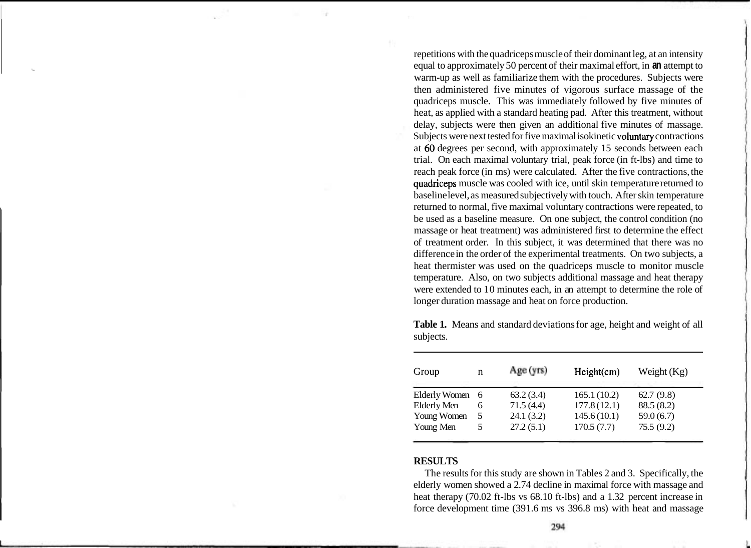repetitions with the quadriceps muscle of their dominant leg, at an intensity equal to approximately 50 percent of their maximal effort, in an attempt to warm-up as well as familiarize them with the procedures. Subjects were then administered five minutes of vigorous surface massage of the quadriceps muscle. This was immediately followed by five minutes of heat, as applied with a standard heating pad. After this treatment, without delay, subjects were then given an additional five minutes of massage. Subjects were next tested for five maximal isokinetic voluntary contractions at 60 degrees per second, with approximately 15 seconds between each trial. On each maximal voluntary trial, peak force (in ft-lbs) and time to reach peak force (in ms) were calculated. After the five contractions, the quadriceps muscle was cooled with ice, until skin temperature returned to baseline level, as measured subjectively with touch. After skin temperature returned to normal, five maximal voluntary contractions were repeated, to be used as a baseline measure. On one subject, the control condition (no massage or heat treatment) was administered first to determine the effect of treatment order. In this subject, it was determined that there was no difference in the order of the experimental treatments. On two subjects, a heat thermister was used on the quadriceps muscle to monitor muscle temperature. Also, on two subjects additional massage and heat therapy were extended to 10 minutes each, in an attempt to determine the role of longer duration massage and heat on force production.

**Table 1.** Means and standard deviations for age, height and weight of all subjects.

| Group | n | Age (yrs) | Height(cm) | Weight (Kg) |
|---|---|---|---|---|
| Elderly Women | 6 | 63.2 (3.4) | 165.1 (10.2) | 62.7 (9.8) |
| Elderly Men | 6 | 71.5 (4.4) | 177.8 (12.1) | 88.5 (8.2) |
| Young Women | 5 | 24.1 (3.2) | 145.6 (10.1) | 59.0 (6.7) |
| Young Men | 5 | 27.2 (5.1) | 170.5 (7.7) | 75.5 (9.2) |

## RESULTS

The results for this study are shown in Tables 2 and 3. Specifically, the elderly women showed a 2.74 decline in maximal force with massage and heat therapy (70.02 ft-lbs vs 68.10 ft-lbs) and a 1.32 percent increase in force development time (391.6 ms vs 396.8 ms) with heat and massage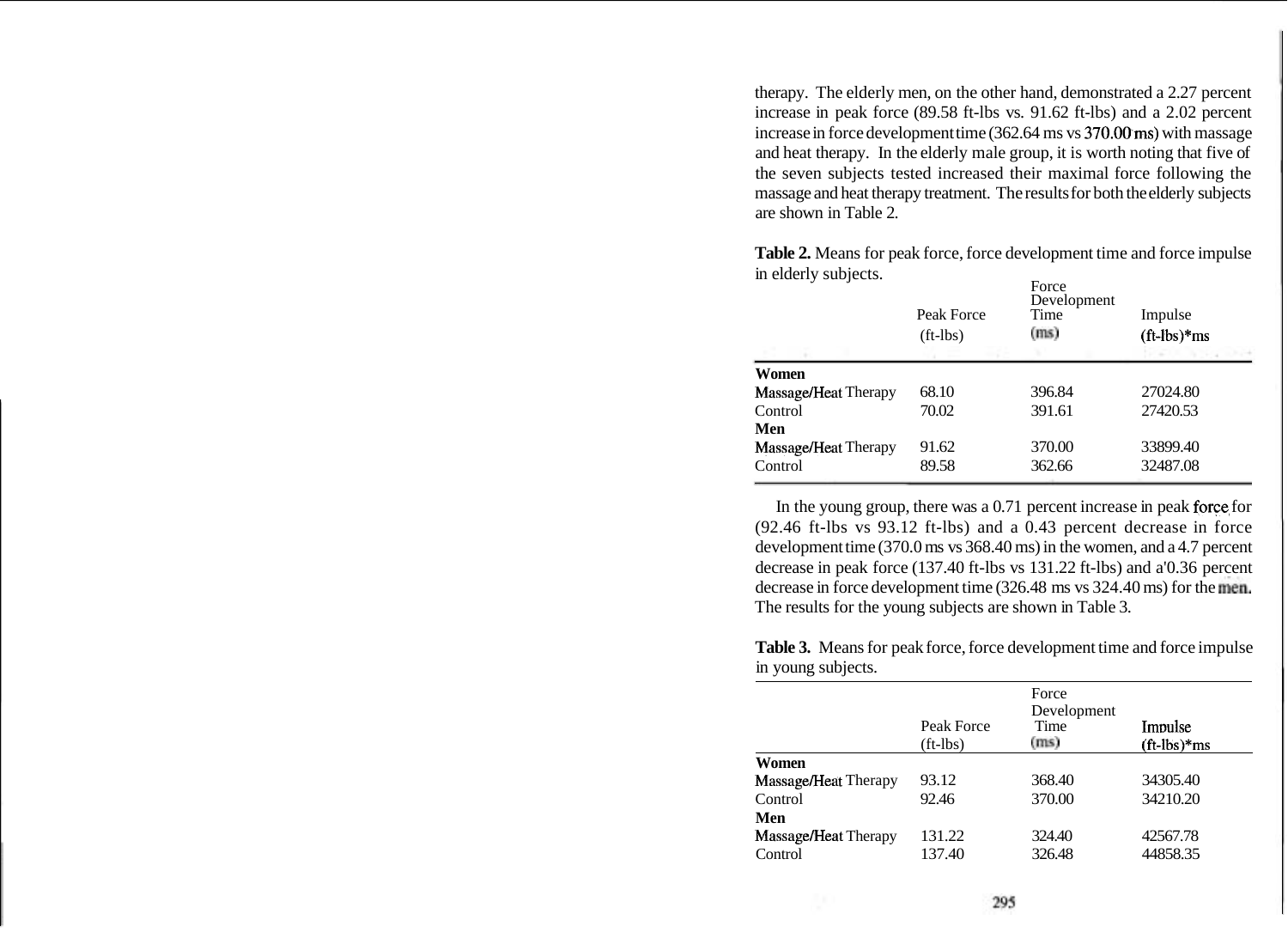therapy. The elderly men, on the other hand, demonstrated a 2.27 percent increase in peak force (89.58 ft-lbs vs. 91.62 ft-lbs) and a 2.02 percent increase in force development time (362.64 ms vs 370.00 ms) with massage and heat therapy. In the elderly male group, it is worth noting that five of the seven subjects tested increased their maximal force following the massage and heat therapy treatment. The results for both the elderly subjects are shown in Table 2.

**Table 2.** Means for peak force, force development time and force impulse in elderly subjects.

| | Peak Force (ft-lbs) | Force Development Time (ms) | Impulse (ft-lbs)*ms |
|---|---|---|---|
| **Women** | | | |
| Massage/Heat Therapy | 68.10 | 396.84 | 27024.80 |
| Control | 70.02 | 391.61 | 27420.53 |
| **Men** | | | |
| Massage/Heat Therapy | 91.62 | 370.00 | 33899.40 |
| Control | 89.58 | 362.66 | 32487.08 |

In the young group, there was a 0.71 percent increase in peak force for (92.46 ft-lbs vs 93.12 ft-lbs) and a 0.43 percent decrease in force development time (370.0 ms vs 368.40 ms) in the women, and a 4.7 percent decrease in peak force (137.40 ft-lbs vs 131.22 ft-lbs) and a'0.36 percent decrease in force development time (326.48 ms vs 324.40 ms) for the men. The results for the young subjects are shown in Table 3.

**Table 3.** Means for peak force, force development time and force impulse in young subjects.

| | Peak Force (ft-lbs) | Force Development Time (ms) | Impulse (ft-lbs)*ms |
|---|---|---|---|
| **Women** | | | |
| Massage/Heat Therapy | 93.12 | 368.40 | 34305.40 |
| Control | 92.46 | 370.00 | 34210.20 |
| **Men** | | | |
| Massage/Heat Therapy | 131.22 | 324.40 | 42567.78 |
| Control | 137.40 | 326.48 | 44858.35 |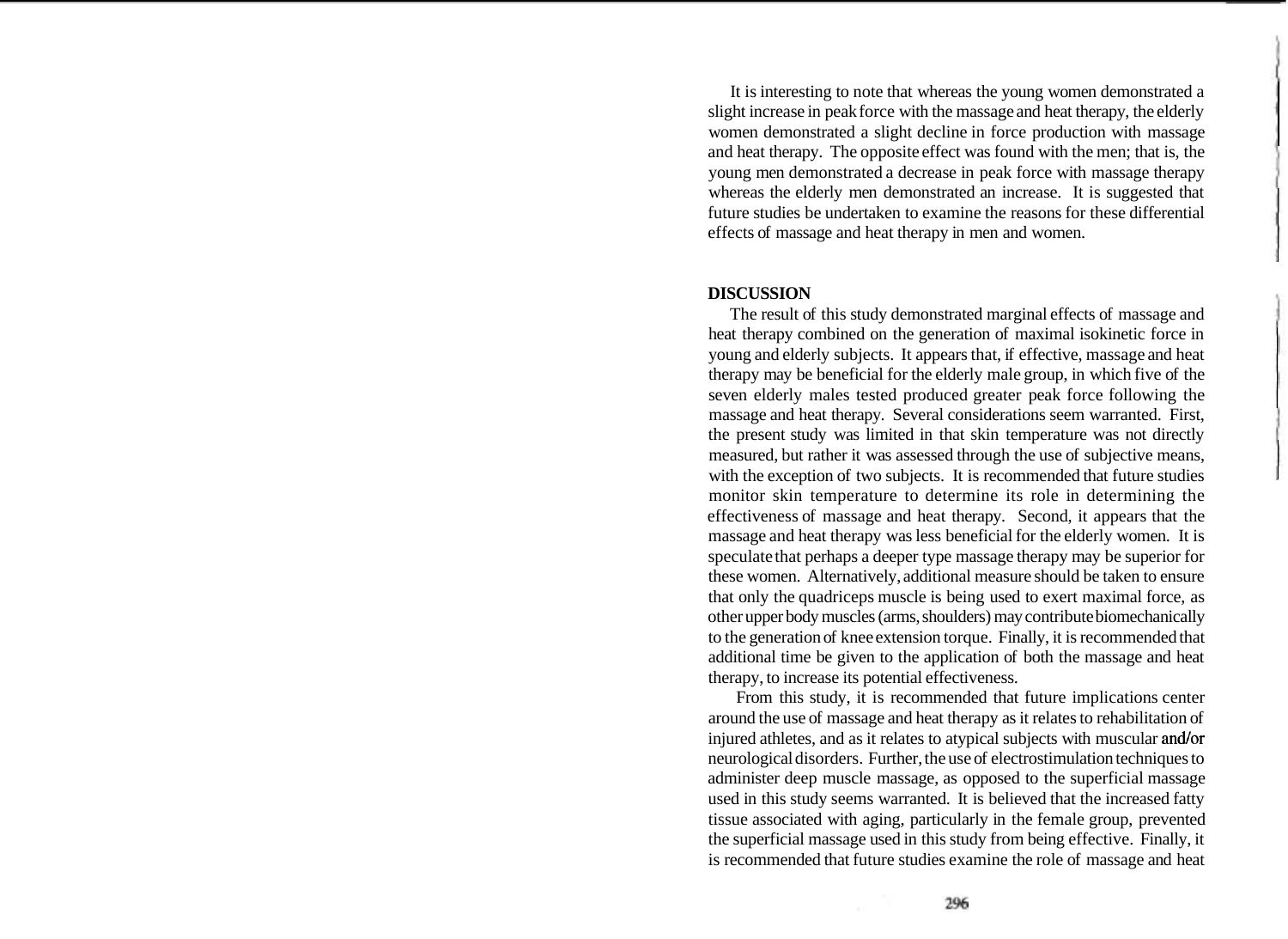It is interesting to note that whereas the young women demonstrated a slight increase in peak force with the massage and heat therapy, the elderly women demonstrated a slight decline in force production with massage and heat therapy. The opposite effect was found with the men; that is, the young men demonstrated a decrease in peak force with massage therapy whereas the elderly men demonstrated an increase. It is suggested that future studies be undertaken to examine the reasons for these differential effects of massage and heat therapy in men and women.

**DISCUSSION**

The result of this study demonstrated marginal effects of massage and heat therapy combined on the generation of maximal isokinetic force in young and elderly subjects. It appears that, if effective, massage and heat therapy may be beneficial for the elderly male group, in which five of the seven elderly males tested produced greater peak force following the massage and heat therapy. Several considerations seem warranted. First, the present study was limited in that skin temperature was not directly measured, but rather it was assessed through the use of subjective means, with the exception of two subjects. It is recommended that future studies monitor skin temperature to determine its role in determining the effectiveness of massage and heat therapy. Second, it appears that the massage and heat therapy was less beneficial for the elderly women. It is speculate that perhaps a deeper type massage therapy may be superior for these women. Alternatively, additional measure should be taken to ensure that only the quadriceps muscle is being used to exert maximal force, as other upper body muscles (arms, shoulders) may contribute biomechanically to the generation of knee extension torque. Finally, it is recommended that additional time be given to the application of both the massage and heat therapy, to increase its potential effectiveness.

From this study, it is recommended that future implications center around the use of massage and heat therapy as it relates to rehabilitation of injured athletes, and as it relates to atypical subjects with muscular and/or neurological disorders. Further, the use of electrostimulation techniques to administer deep muscle massage, as opposed to the superficial massage used in this study seems warranted. It is believed that the increased fatty tissue associated with aging, particularly in the female group, prevented the superficial massage used in this study from being effective. Finally, it is recommended that future studies examine the role of massage and heat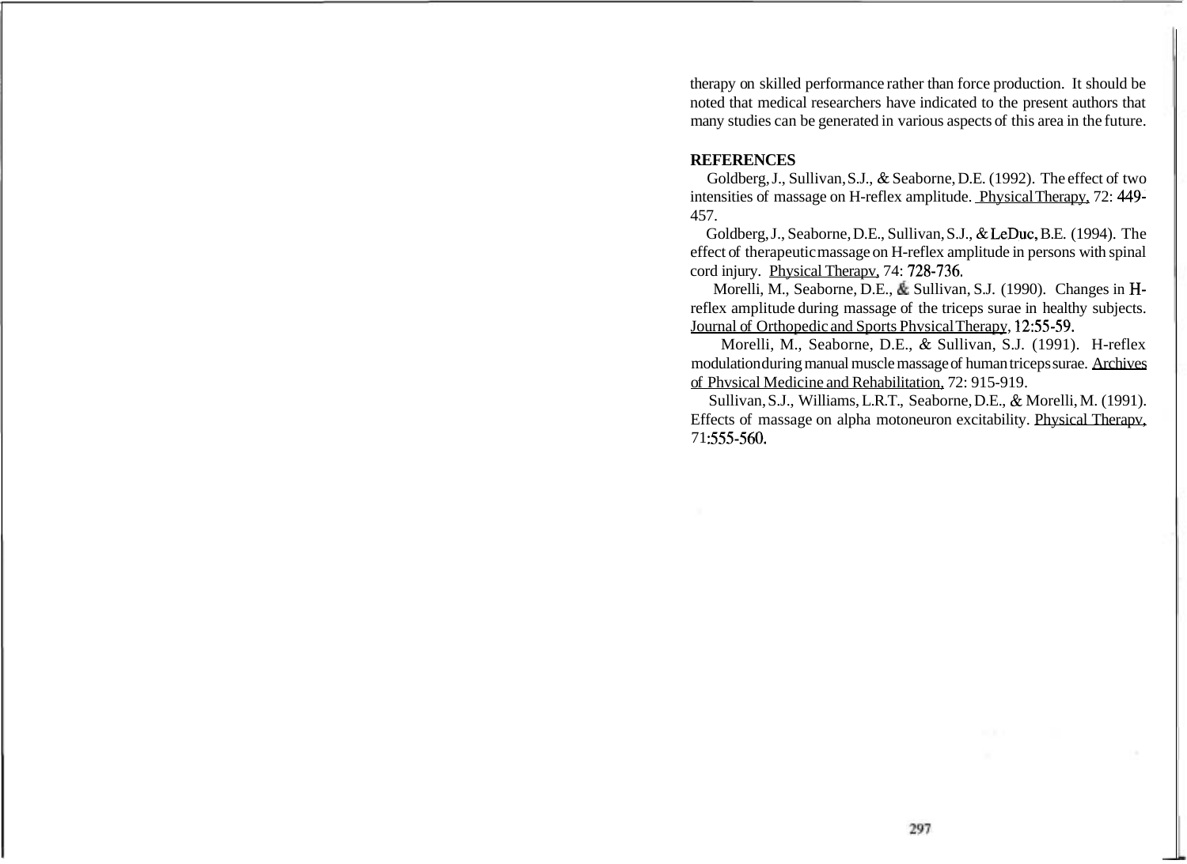therapy on skilled performance rather than force production. It should be noted that medical researchers have indicated to the present authors that many studies can be generated in various aspects of this area in the future.

## REFERENCES

Goldberg, J., Sullivan, S.J., & Seaborne, D.E. (1992). The effect of two intensities of massage on H-reflex amplitude. Physical Therapy, 72: 449-457.

Goldberg, J., Seaborne, D.E., Sullivan, S.J., & LeDuc, B.E. (1994). The effect of therapeutic massage on H-reflex amplitude in persons with spinal cord injury. Physical Therapv, 74: 728-736.

Morelli, M., Seaborne, D.E., & Sullivan, S.J. (1990). Changes in H-reflex amplitude during massage of the triceps surae in healthy subjects. Journal of Orthopedic and Sports Phvsical Therapy, 12:55-59.

Morelli, M., Seaborne, D.E., & Sullivan, S.J. (1991). H-reflex modulation during manual muscle massage of human triceps surae. Archives of Phvsical Medicine and Rehabilitation, 72: 915-919.

Sullivan, S.J., Williams, L.R.T., Seaborne, D.E., & Morelli, M. (1991). Effects of massage on alpha motoneuron excitability. Physical Therapv, 71:555-560.